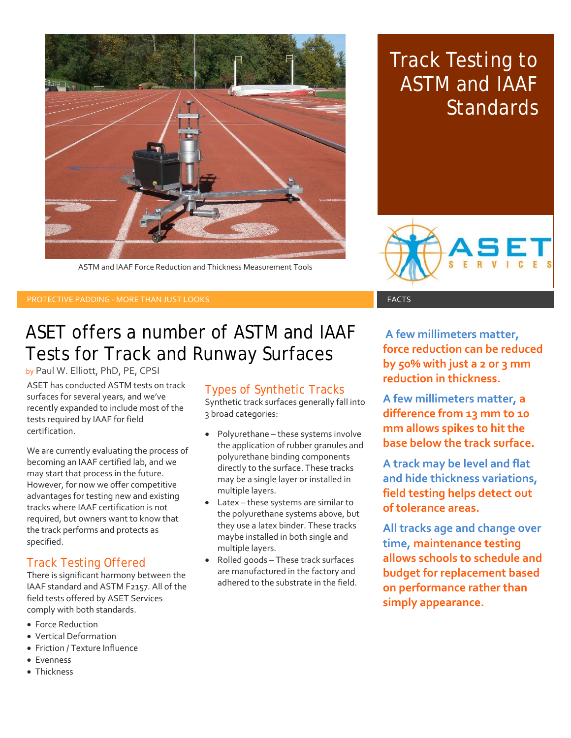ASTM and IAAF Force Reduction and Thickness Measurement Tools

# Track Testing to ASTM and IAAF Standards

PROTECTIVE PADDING - MORE THAN JUST LOOKS

## ASET offers a number of ASTM and IAAF Tests for Track and Runway Surfaces

by Paul W. Elliott, PhD, PE, CPSI

ASET has conducted ASTM tests on track surfaces for several years, and we've recently expanded to include most of the tests required by IAAF for field certification.

We are currently evaluating the process of becoming an IAAF certified lab, and we may start that process in the future. However, for now we offer competitive advantages for testing new and existing tracks where IAAF certification is not required, but owners want to know that the track performs and protects as specified.

### Track Testing Offered

There is significant harmony between the IAAF standard and ASTM F2157. All of the field tests offered by ASET Services comply with both standards.

- Force Reduction
- Vertical Deformation
- Friction / Texture Influence
- Evenness
- Thickness

### Types of Synthetic Tracks

Synthetic track surfaces generally fall into 3 broad categories:

- Polyurethane – these systems involve the application of rubber granules and polyurethane binding components directly to the surface. These tracks may be a single layer or installed in multiple layers.
- Latex – these systems are similar to the polyurethane systems above, but they use a latex binder. These tracks maybe installed in both single and multiple layers.
- Rolled goods – These track surfaces are manufactured in the factory and adhered to the substrate in the field.

FACTS

**A few millimeters matter, force reduction can be reduced by 50% with just a 2 or 3 mm reduction in thickness.**

**A few millimeters matter, a difference from 13 mm to 10 mm allows spikes to hit the base below the track surface.**

**A track may be level and flat and hide thickness variations, field testing helps detect out of tolerance areas.**

**All tracks age and change over time, maintenance testing allows schools to schedule and budget for replacement based on performance rather than simply appearance.**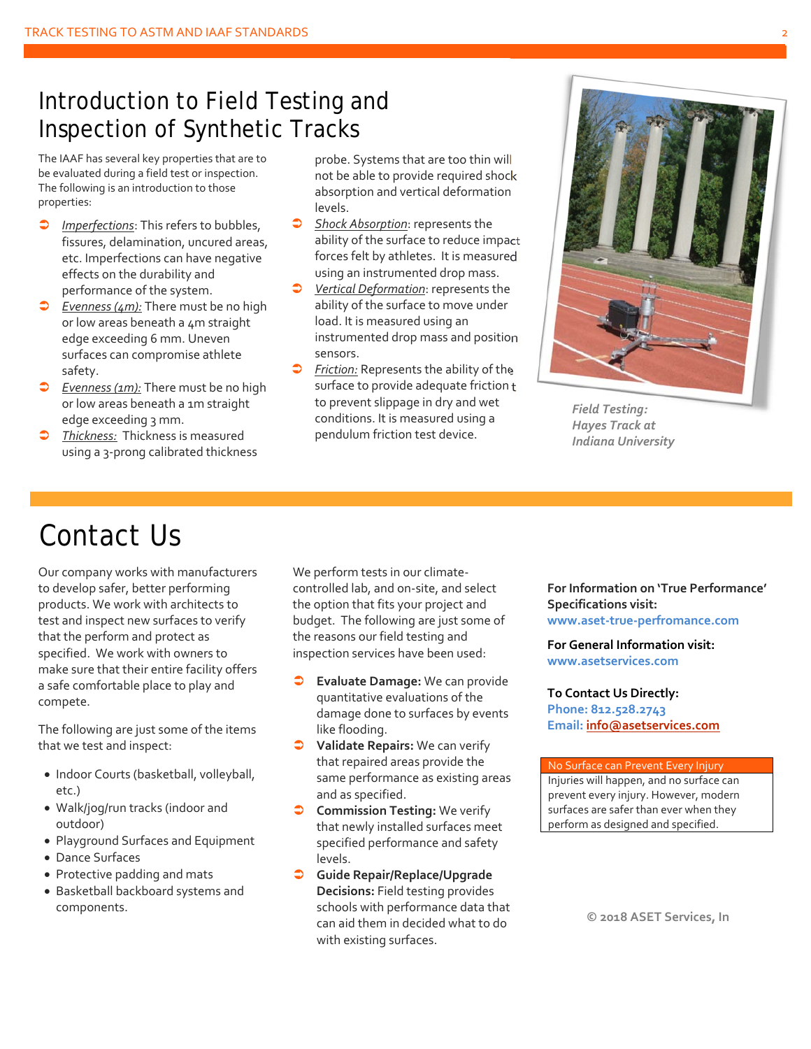# Introduction to Field Testing and Inspection of Synthetic Tracks

The IAAF has several key properties that are to be evaluated during a field test or inspection. The following is an introduction to those properties:

- *Imperfections*: This refers to bubbles, fissures, delamination, uncured areas, etc. Imperfections can have negative effects on the durability and performance of the system.
- *Evenness (4m):* There must be no high or low areas beneath a 4m straight edge exceeding 6 mm. Uneven surfaces can compromise athlete safety.
- *Evenness (1m):* There must be no high or low areas beneath a 1m straight edge exceeding 3 mm.
- *Thickness:* Thickness is measured using a 3-prong calibrated thickness probe. Systems that are too thin will not be able to provide required shock absorption and vertical deformation levels.
- *Shock Absorption*: represents the ability of the surface to reduce impact forces felt by athletes. It is measured using an instrumented drop mass.
- *Vertical Deformation*: represents the ability of the surface to move under load. It is measured using an instrumented drop mass and position sensors.
- *Friction:* Represents the ability of the surface to provide adequate friction to prevent slippage in dry and wet conditions. It is measured using a pendulum friction test device.

*Field Testing: Hayes Track at Indiana University*

# Contact Us

Our company works with manufacturers to develop safer, better performing products. We work with architects to test and inspect new surfaces to verify that the perform and protect as specified. We work with owners to make sure that their entire facility offers a safe comfortable place to play and compete.

The following are just some of the items that we test and inspect:

- Indoor Courts (basketball, volleyball, etc.)
- Walk/jog/run tracks (indoor and outdoor)
- Playground Surfaces and Equipment
- Dance Surfaces
- Protective padding and mats
- Basketball backboard systems and components.

We perform tests in our climate-controlled lab, and on-site, and select the option that fits your project and budget. The following are just some of the reasons our field testing and inspection services have been used:

- **Evaluate Damage:** We can provide quantitative evaluations of the damage done to surfaces by events like flooding.
- **Validate Repairs:** We can verify that repaired areas provide the same performance as existing areas and as specified.
- **Commission Testing:** We verify that newly installed surfaces meet specified performance and safety levels.
- **Guide Repair/Replace/Upgrade Decisions:** Field testing provides schools with performance data that can aid them in decided what to do with existing surfaces.

**For Information on 'True Performance' Specifications visit:**
**www.aset-true-perfromance.com**

**For General Information visit:**
**www.asetservices.com**

**To Contact Us Directly:**
**Phone: 812.528.2743**
**Email: info@asetservices.com**

**No Surface can Prevent Every Injury**

Injuries will happen, and no surface can prevent every injury. However, modern surfaces are safer than ever when they perform as designed and specified.

© 2018 ASET Services, In